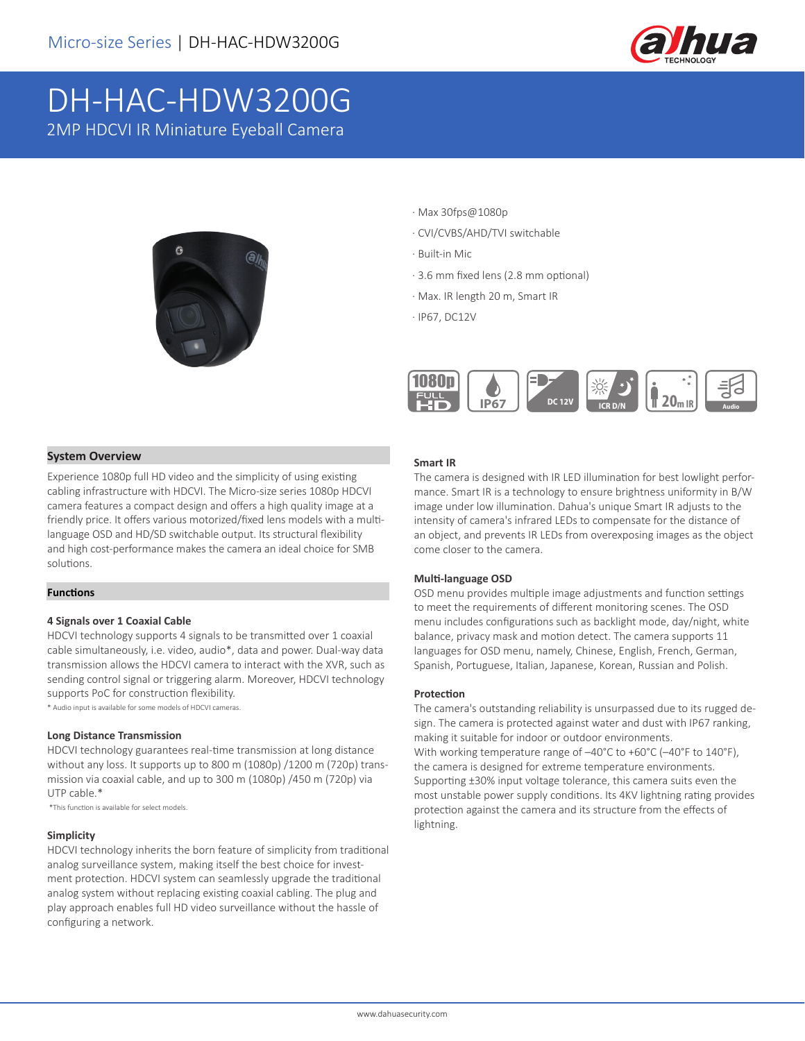# DH-HAC-HDW3200G

2MP HDCVI IR Miniature Eyeball Camera

- Max 30fps@1080p
- CVI/CVBS/AHD/TVI switchable
- Built-in Mic
- 3.6 mm fixed lens (2.8 mm optional)
- Max. IR length 20 m, Smart IR
- IP67, DC12V

## System Overview

Experience 1080p full HD video and the simplicity of using existing cabling infrastructure with HDCVI. The Micro-size series 1080p HDCVI camera features a compact design and offers a high quality image at a friendly price. It offers various motorized/fixed lens models with a multi-language OSD and HD/SD switchable output. Its structural flexibility and high cost-performance makes the camera an ideal choice for SMB solutions.

## Functions

### 4 Signals over 1 Coaxial Cable

HDCVI technology supports 4 signals to be transmitted over 1 coaxial cable simultaneously, i.e. video, audio*, data and power. Dual-way data transmission allows the HDCVI camera to interact with the XVR, such as sending control signal or triggering alarm. Moreover, HDCVI technology supports PoC for construction flexibility.

\* Audio input is available for some models of HDCVI cameras.

### Long Distance Transmission

HDCVI technology guarantees real-time transmission at long distance without any loss. It supports up to 800 m (1080p) /1200 m (720p) transmission via coaxial cable, and up to 300 m (1080p) /450 m (720p) via UTP cable.*

*This function is available for select models.

### Simplicity

HDCVI technology inherits the born feature of simplicity from traditional analog surveillance system, making itself the best choice for investment protection. HDCVI system can seamlessly upgrade the traditional analog system without replacing existing coaxial cabling. The plug and play approach enables full HD video surveillance without the hassle of configuring a network.

### Smart IR

The camera is designed with IR LED illumination for best lowlight performance. Smart IR is a technology to ensure brightness uniformity in B/W image under low illumination. Dahua's unique Smart IR adjusts to the intensity of camera's infrared LEDs to compensate for the distance of an object, and prevents IR LEDs from overexposing images as the object come closer to the camera.

### Multi-language OSD

OSD menu provides multiple image adjustments and function settings to meet the requirements of different monitoring scenes. The OSD menu includes configurations such as backlight mode, day/night, white balance, privacy mask and motion detect. The camera supports 11 languages for OSD menu, namely, Chinese, English, French, German, Spanish, Portuguese, Italian, Japanese, Korean, Russian and Polish.

### Protection

The camera's outstanding reliability is unsurpassed due to its rugged design. The camera is protected against water and dust with IP67 ranking, making it suitable for indoor or outdoor environments.

With working temperature range of –40°C to +60°C (–40°F to 140°F), the camera is designed for extreme temperature environments. Supporting ±30% input voltage tolerance, this camera suits even the most unstable power supply conditions. Its 4KV lightning rating provides protection against the camera and its structure from the effects of lightning.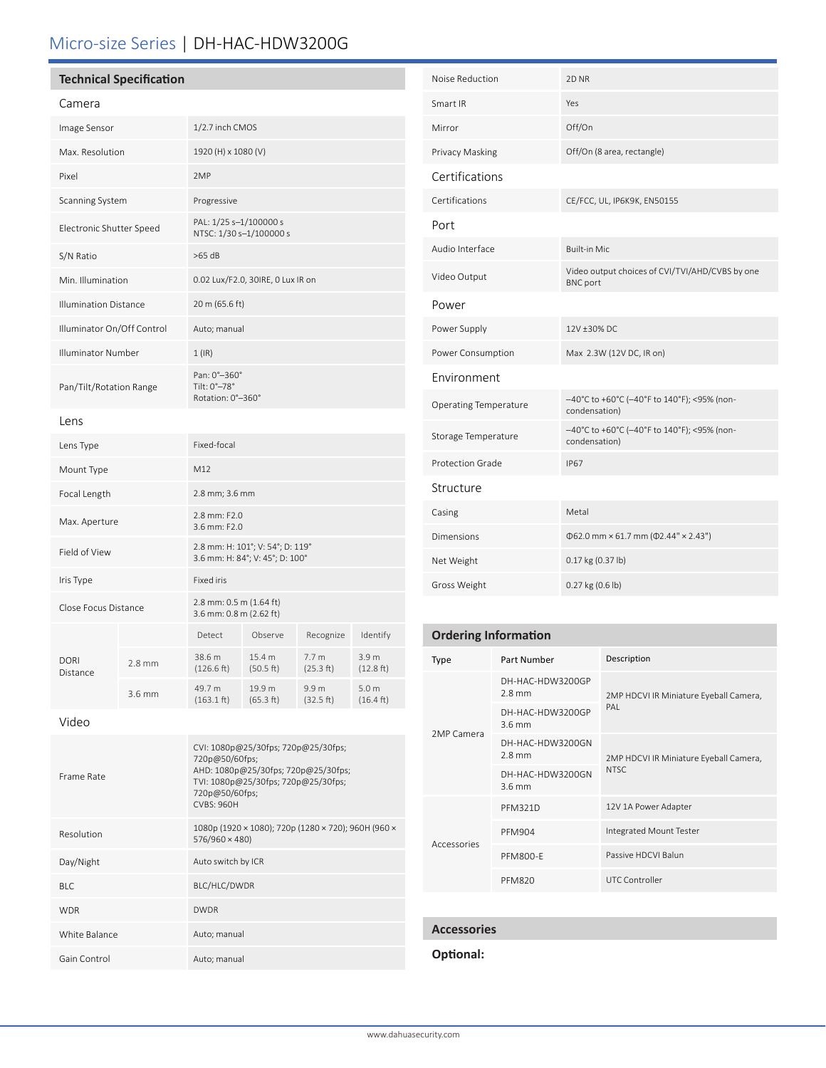# Micro-size Series | DH-HAC-HDW3200G

## Technical Specification

### Camera

| | |
|---|---|
| Image Sensor | 1/2.7 inch CMOS |
| Max. Resolution | 1920 (H) x 1080 (V) |
| Pixel | 2MP |
| Scanning System | Progressive |
| Electronic Shutter Speed | PAL: 1/25 s–1/100000 s<br>NTSC: 1/30 s–1/100000 s |
| S/N Ratio | >65 dB |
| Min. Illumination | 0.02 Lux/F2.0, 30IRE, 0 Lux IR on |
| Illumination Distance | 20 m (65.6 ft) |
| Illuminator On/Off Control | Auto; manual |
| Illuminator Number | 1 (IR) |
| Pan/Tilt/Rotation Range | Pan: 0°–360°<br>Tilt: 0°–78°<br>Rotation: 0°–360° |

### Lens

| | |
|---|---|
| Lens Type | Fixed-focal |
| Mount Type | M12 |
| Focal Length | 2.8 mm; 3.6 mm |
| Max. Aperture | 2.8 mm: F2.0<br>3.6 mm: F2.0 |
| Field of View | 2.8 mm: H: 101°; V: 54°; D: 119°<br>3.6 mm: H: 84°; V: 45°; D: 100° |
| Iris Type | Fixed iris |
| Close Focus Distance | 2.8 mm: 0.5 m (1.64 ft)<br>3.6 mm: 0.8 m (2.62 ft) |

| | | Detect | Observe | Recognize | Identify |
|---|---|---|---|---|---|
| DORI Distance | 2.8 mm | 38.6 m (126.6 ft) | 15.4 m (50.5 ft) | 7.7 m (25.3 ft) | 3.9 m (12.8 ft) |
| | 3.6 mm | 49.7 m (163.1 ft) | 19.9 m (65.3 ft) | 9.9 m (32.5 ft) | 5.0 m (16.4 ft) |

### Video

| | |
|---|---|
| Frame Rate | CVI: 1080p@25/30fps; 720p@25/30fps; 720p@50/60fps;<br>AHD: 1080p@25/30fps; 720p@25/30fps;<br>TVI: 1080p@25/30fps; 720p@25/30fps; 720p@50/60fps;<br>CVBS: 960H |
| Resolution | 1080p (1920 × 1080); 720p (1280 × 720); 960H (960 × 576/960 × 480) |
| Day/Night | Auto switch by ICR |
| BLC | BLC/HLC/DWDR |
| WDR | DWDR |
| White Balance | Auto; manual |
| Gain Control | Auto; manual |
| Noise Reduction | 2D NR |
| Smart IR | Yes |
| Mirror | Off/On |
| Privacy Masking | Off/On (8 area, rectangle) |

### Certifications

| | |
|---|---|
| Certifications | CE/FCC, UL, IP6K9K, EN50155 |

### Port

| | |
|---|---|
| Audio Interface | Built-in Mic |
| Video Output | Video output choices of CVI/TVI/AHD/CVBS by one BNC port |

### Power

| | |
|---|---|
| Power Supply | 12V ±30% DC |
| Power Consumption | Max 2.3W (12V DC, IR on) |

### Environment

| | |
|---|---|
| Operating Temperature | –40°C to +60°C (–40°F to 140°F); <95% (non-condensation) |
| Storage Temperature | –40°C to +60°C (–40°F to 140°F); <95% (non-condensation) |
| Protection Grade | IP67 |

### Structure

| | |
|---|---|
| Casing | Metal |
| Dimensions | Φ62.0 mm × 61.7 mm (Φ2.44" × 2.43") |
| Net Weight | 0.17 kg (0.37 lb) |
| Gross Weight | 0.27 kg (0.6 lb) |

## Ordering Information

| Type | Part Number | Description |
|---|---|---|
| 2MP Camera | DH-HAC-HDW3200GP 2.8 mm | 2MP HDCVI IR Miniature Eyeball Camera, PAL |
| | DH-HAC-HDW3200GP 3.6 mm | |
| | DH-HAC-HDW3200GN 2.8 mm | 2MP HDCVI IR Miniature Eyeball Camera, NTSC |
| | DH-HAC-HDW3200GN 3.6 mm | |
| Accessories | PFM321D | 12V 1A Power Adapter |
| | PFM904 | Integrated Mount Tester |
| | PFM800-E | Passive HDCVI Balun |
| | PFM820 | UTC Controller |

## Accessories

**Optional:**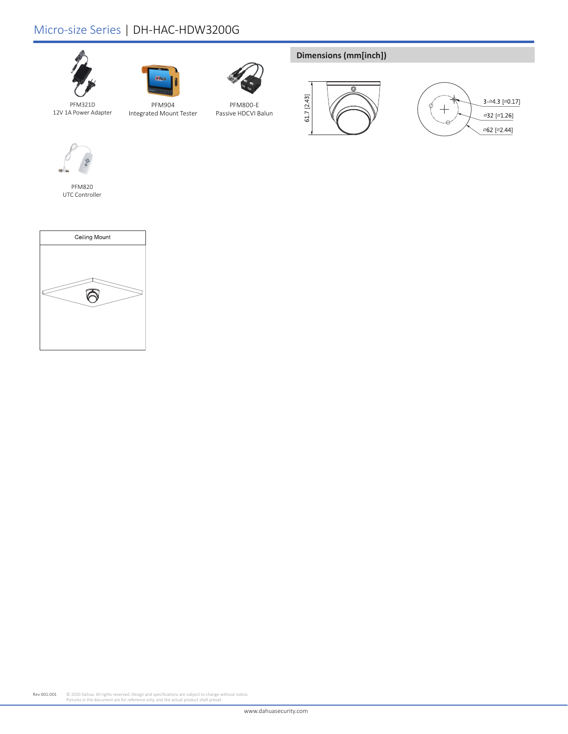PFM321D
12V 1A Power Adapter

PFM904
Integrated Mount Tester

PFM800-E
Passive HDCVI Balun

PFM820
UTC Controller

Ceiling Mount

## Dimensions (mm[inch])

61.7 [2.43]

3-⌀4.3 [⌀0.17]

⌀32 [⌀1.26]

⌀62 [⌀2.44]

Rev 001.001

© 2020 Dahua. All rights reserved. Design and specifications are subject to change without notice.
Pictures in the document are for reference only, and the actual product shall prevail.

www.dahuasecurity.com